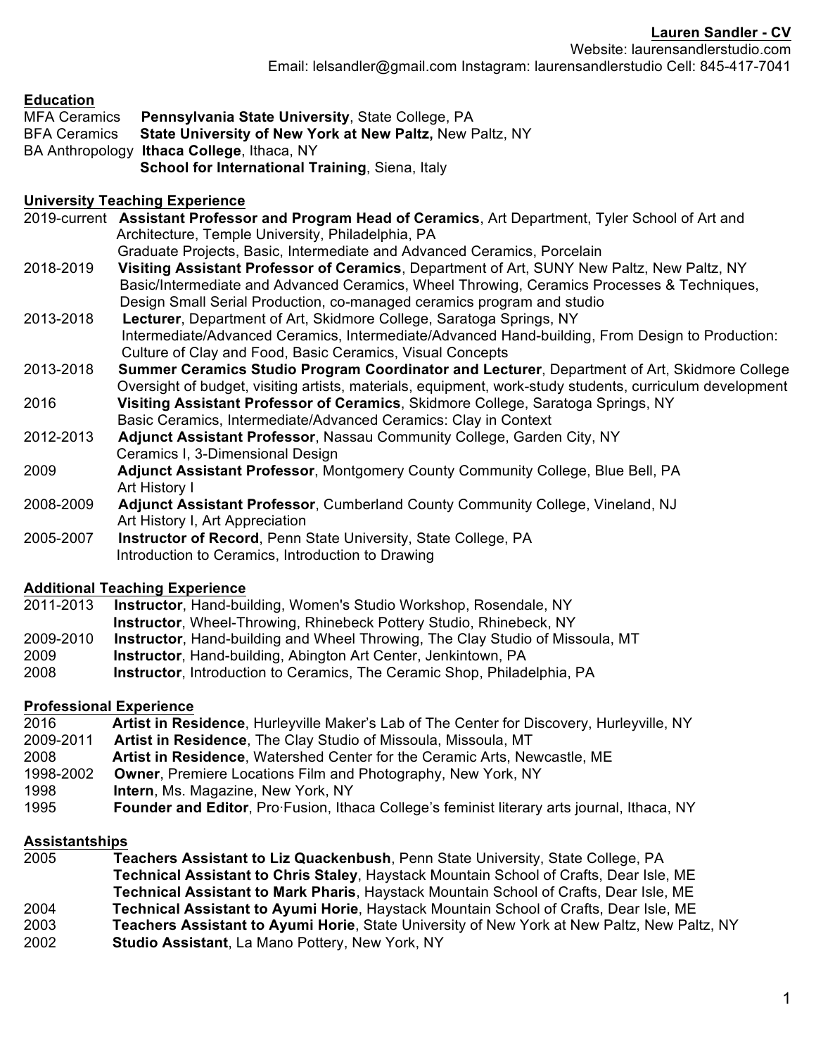**Lauren Sandler - CV**

Website: laurensandlerstudio.com

Email: lelsandler@gmail.com Instagram: laurensandlerstudio Cell: 845-417-7041

## Education

MFA Ceramics **Pennsylvania State University**, State College, PA
BFA Ceramics **State University of New York at New Paltz,** New Paltz, NY
BA Anthropology **Ithaca College**, Ithaca, NY
**School for International Training**, Siena, Italy

## University Teaching Experience

2019-current **Assistant Professor and Program Head of Ceramics**, Art Department, Tyler School of Art and Architecture, Temple University, Philadelphia, PA
Graduate Projects, Basic, Intermediate and Advanced Ceramics, Porcelain

2018-2019 **Visiting Assistant Professor of Ceramics**, Department of Art, SUNY New Paltz, New Paltz, NY
Basic/Intermediate and Advanced Ceramics, Wheel Throwing, Ceramics Processes & Techniques, Design Small Serial Production, co-managed ceramics program and studio

2013-2018 **Lecturer**, Department of Art, Skidmore College, Saratoga Springs, NY
Intermediate/Advanced Ceramics, Intermediate/Advanced Hand-building, From Design to Production: Culture of Clay and Food, Basic Ceramics, Visual Concepts

2013-2018 **Summer Ceramics Studio Program Coordinator and Lecturer**, Department of Art, Skidmore College
Oversight of budget, visiting artists, materials, equipment, work-study students, curriculum development

2016 **Visiting Assistant Professor of Ceramics**, Skidmore College, Saratoga Springs, NY
Basic Ceramics, Intermediate/Advanced Ceramics: Clay in Context

2012-2013 **Adjunct Assistant Professor**, Nassau Community College, Garden City, NY
Ceramics I, 3-Dimensional Design

2009 **Adjunct Assistant Professor**, Montgomery County Community College, Blue Bell, PA
Art History I

2008-2009 **Adjunct Assistant Professor**, Cumberland County Community College, Vineland, NJ
Art History I, Art Appreciation

2005-2007 **Instructor of Record**, Penn State University, State College, PA
Introduction to Ceramics, Introduction to Drawing

## Additional Teaching Experience

2011-2013 **Instructor**, Hand-building, Women's Studio Workshop, Rosendale, NY
**Instructor**, Wheel-Throwing, Rhinebeck Pottery Studio, Rhinebeck, NY

2009-2010 **Instructor**, Hand-building and Wheel Throwing, The Clay Studio of Missoula, MT

2009 **Instructor**, Hand-building, Abington Art Center, Jenkintown, PA

2008 **Instructor**, Introduction to Ceramics, The Ceramic Shop, Philadelphia, PA

## Professional Experience

2016 **Artist in Residence**, Hurleyville Maker's Lab of The Center for Discovery, Hurleyville, NY

2009-2011 **Artist in Residence**, The Clay Studio of Missoula, Missoula, MT

2008 **Artist in Residence**, Watershed Center for the Ceramic Arts, Newcastle, ME

1998-2002 **Owner**, Premiere Locations Film and Photography, New York, NY

1998 **Intern**, Ms. Magazine, New York, NY

1995 **Founder and Editor**, Pro·Fusion, Ithaca College's feminist literary arts journal, Ithaca, NY

## Assistantships

2005 **Teachers Assistant to Liz Quackenbush**, Penn State University, State College, PA
**Technical Assistant to Chris Staley**, Haystack Mountain School of Crafts, Dear Isle, ME
**Technical Assistant to Mark Pharis**, Haystack Mountain School of Crafts, Dear Isle, ME

2004 **Technical Assistant to Ayumi Horie**, Haystack Mountain School of Crafts, Dear Isle, ME

2003 **Teachers Assistant to Ayumi Horie**, State University of New York at New Paltz, New Paltz, NY

2002 **Studio Assistant**, La Mano Pottery, New York, NY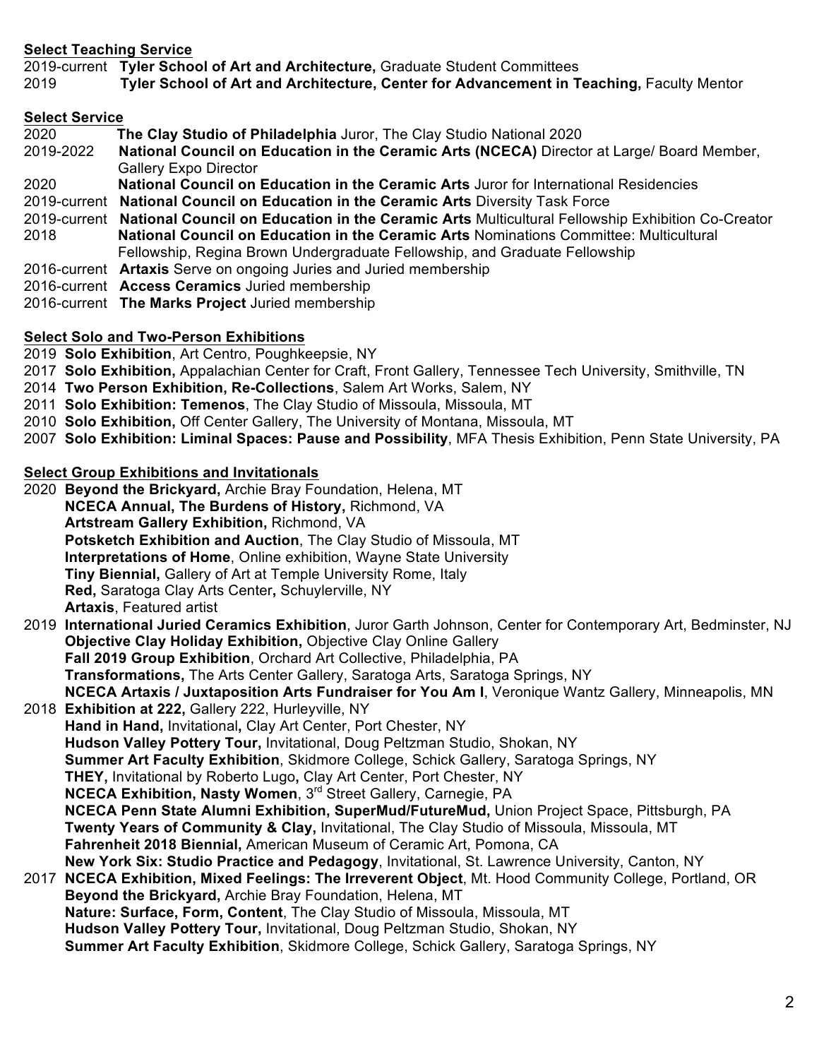**Select Teaching Service**

2019-current **Tyler School of Art and Architecture,** Graduate Student Committees
2019 **Tyler School of Art and Architecture, Center for Advancement in Teaching,** Faculty Mentor

**Select Service**

2020 **The Clay Studio of Philadelphia** Juror, The Clay Studio National 2020
2019-2022 **National Council on Education in the Ceramic Arts (NCECA)** Director at Large/ Board Member, Gallery Expo Director
2020 **National Council on Education in the Ceramic Arts** Juror for International Residencies
2019-current **National Council on Education in the Ceramic Arts** Diversity Task Force
2019-current **National Council on Education in the Ceramic Arts** Multicultural Fellowship Exhibition Co-Creator
2018 **National Council on Education in the Ceramic Arts** Nominations Committee: Multicultural Fellowship, Regina Brown Undergraduate Fellowship, and Graduate Fellowship
2016-current **Artaxis** Serve on ongoing Juries and Juried membership
2016-current **Access Ceramics** Juried membership
2016-current **The Marks Project** Juried membership

**Select Solo and Two-Person Exhibitions**

2019 **Solo Exhibition**, Art Centro, Poughkeepsie, NY
2017 **Solo Exhibition,** Appalachian Center for Craft, Front Gallery, Tennessee Tech University, Smithville, TN
2014 **Two Person Exhibition, Re-Collections**, Salem Art Works, Salem, NY
2011 **Solo Exhibition: Temenos**, The Clay Studio of Missoula, Missoula, MT
2010 **Solo Exhibition,** Off Center Gallery, The University of Montana, Missoula, MT
2007 **Solo Exhibition: Liminal Spaces: Pause and Possibility**, MFA Thesis Exhibition, Penn State University, PA

**Select Group Exhibitions and Invitationals**

2020 **Beyond the Brickyard,** Archie Bray Foundation, Helena, MT
**NCECA Annual, The Burdens of History,** Richmond, VA
**Artstream Gallery Exhibition,** Richmond, VA
**Potsketch Exhibition and Auction**, The Clay Studio of Missoula, MT
**Interpretations of Home**, Online exhibition, Wayne State University
**Tiny Biennial,** Gallery of Art at Temple University Rome, Italy
**Red,** Saratoga Clay Arts Center**,** Schuylerville, NY
**Artaxis**, Featured artist

2019 **International Juried Ceramics Exhibition**, Juror Garth Johnson, Center for Contemporary Art, Bedminster, NJ
**Objective Clay Holiday Exhibition,** Objective Clay Online Gallery
**Fall 2019 Group Exhibition**, Orchard Art Collective, Philadelphia, PA
**Transformations,** The Arts Center Gallery, Saratoga Arts, Saratoga Springs, NY
**NCECA Artaxis / Juxtaposition Arts Fundraiser for You Am I**, Veronique Wantz Gallery, Minneapolis, MN

2018 **Exhibition at 222,** Gallery 222, Hurleyville, NY
**Hand in Hand,** Invitational**,** Clay Art Center, Port Chester, NY
**Hudson Valley Pottery Tour,** Invitational, Doug Peltzman Studio, Shokan, NY
**Summer Art Faculty Exhibition**, Skidmore College, Schick Gallery, Saratoga Springs, NY
**THEY,** Invitational by Roberto Lugo**,** Clay Art Center, Port Chester, NY
**NCECA Exhibition, Nasty Women**, 3rd Street Gallery, Carnegie, PA
**NCECA Penn State Alumni Exhibition, SuperMud/FutureMud,** Union Project Space, Pittsburgh, PA
**Twenty Years of Community & Clay,** Invitational, The Clay Studio of Missoula, Missoula, MT
**Fahrenheit 2018 Biennial,** American Museum of Ceramic Art, Pomona, CA
**New York Six: Studio Practice and Pedagogy**, Invitational, St. Lawrence University, Canton, NY

2017 **NCECA Exhibition, Mixed Feelings: The Irreverent Object**, Mt. Hood Community College, Portland, OR
**Beyond the Brickyard,** Archie Bray Foundation, Helena, MT
**Nature: Surface, Form, Content**, The Clay Studio of Missoula, Missoula, MT
**Hudson Valley Pottery Tour,** Invitational, Doug Peltzman Studio, Shokan, NY
**Summer Art Faculty Exhibition**, Skidmore College, Schick Gallery, Saratoga Springs, NY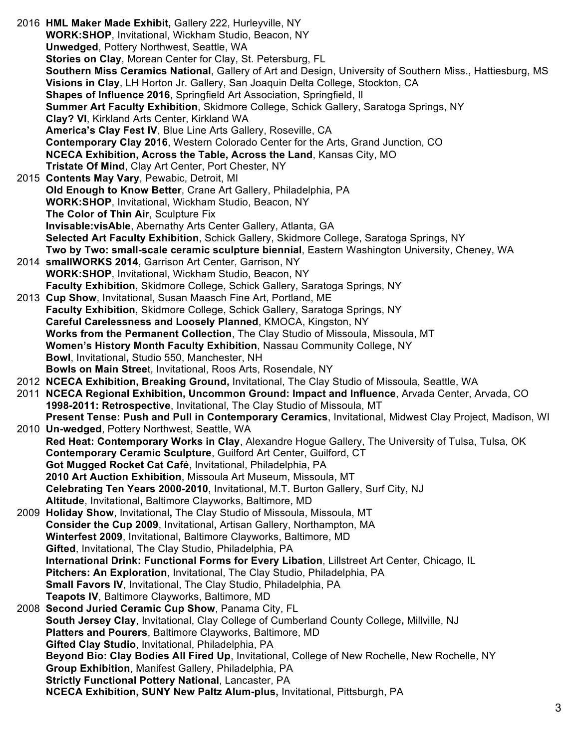2016 **HML Maker Made Exhibit,** Gallery 222, Hurleyville, NY
**WORK:SHOP**, Invitational, Wickham Studio, Beacon, NY
**Unwedged**, Pottery Northwest, Seattle, WA
**Stories on Clay**, Morean Center for Clay, St. Petersburg, FL
**Southern Miss Ceramics National**, Gallery of Art and Design, University of Southern Miss., Hattiesburg, MS
**Visions in Clay**, LH Horton Jr. Gallery, San Joaquin Delta College, Stockton, CA
**Shapes of Influence 2016**, Springfield Art Association, Springfield, Il
**Summer Art Faculty Exhibition**, Skidmore College, Schick Gallery, Saratoga Springs, NY
**Clay? VI**, Kirkland Arts Center, Kirkland WA
**America's Clay Fest IV**, Blue Line Arts Gallery, Roseville, CA
**Contemporary Clay 2016**, Western Colorado Center for the Arts, Grand Junction, CO
**NCECA Exhibition, Across the Table, Across the Land**, Kansas City, MO
**Tristate Of Mind**, Clay Art Center, Port Chester, NY

2015 **Contents May Vary**, Pewabic, Detroit, MI
**Old Enough to Know Better**, Crane Art Gallery, Philadelphia, PA
**WORK:SHOP**, Invitational, Wickham Studio, Beacon, NY
**The Color of Thin Air**, Sculpture Fix
**Invisable:visAble**, Abernathy Arts Center Gallery, Atlanta, GA
**Selected Art Faculty Exhibition**, Schick Gallery, Skidmore College, Saratoga Springs, NY
**Two by Two: small-scale ceramic sculpture biennial**, Eastern Washington University, Cheney, WA

2014 **smallWORKS 2014**, Garrison Art Center, Garrison, NY
**WORK:SHOP**, Invitational, Wickham Studio, Beacon, NY
**Faculty Exhibition**, Skidmore College, Schick Gallery, Saratoga Springs, NY

2013 **Cup Show**, Invitational, Susan Maasch Fine Art, Portland, ME
**Faculty Exhibition**, Skidmore College, Schick Gallery, Saratoga Springs, NY
**Careful Carelessness and Loosely Planned**, KMOCA, Kingston, NY
**Works from the Permanent Collection**, The Clay Studio of Missoula, Missoula, MT
**Women's History Month Faculty Exhibition**, Nassau Community College, NY
**Bowl**, Invitational, Studio 550, Manchester, NH
**Bowls on Main Stree**t, Invitational, Roos Arts, Rosendale, NY

2012 **NCECA Exhibition, Breaking Ground,** Invitational, The Clay Studio of Missoula, Seattle, WA

2011 **NCECA Regional Exhibition, Uncommon Ground: Impact and Influence**, Arvada Center, Arvada, CO
**1998-2011: Retrospective**, Invitational, The Clay Studio of Missoula, MT
**Present Tense: Push and Pull in Contemporary Ceramics**, Invitational, Midwest Clay Project, Madison, WI

2010 **Un-wedged**, Pottery Northwest, Seattle, WA
**Red Heat: Contemporary Works in Clay**, Alexandre Hogue Gallery, The University of Tulsa, Tulsa, OK
**Contemporary Ceramic Sculpture**, Guilford Art Center, Guilford, CT
**Got Mugged Rocket Cat Café**, Invitational, Philadelphia, PA
**2010 Art Auction Exhibition**, Missoula Art Museum, Missoula, MT
**Celebrating Ten Years 2000-2010**, Invitational, M.T. Burton Gallery, Surf City, NJ
**Altitude**, Invitational**,** Baltimore Clayworks, Baltimore, MD

2009 **Holiday Show**, Invitational**,** The Clay Studio of Missoula, Missoula, MT
**Consider the Cup 2009**, Invitational**,** Artisan Gallery, Northampton, MA
**Winterfest 2009**, Invitational**,** Baltimore Clayworks, Baltimore, MD
**Gifted**, Invitational, The Clay Studio, Philadelphia, PA
**International Drink: Functional Forms for Every Libation**, Lillstreet Art Center, Chicago, IL
**Pitchers: An Exploration**, Invitational, The Clay Studio, Philadelphia, PA
**Small Favors IV**, Invitational, The Clay Studio, Philadelphia, PA
**Teapots IV**, Baltimore Clayworks, Baltimore, MD

2008 **Second Juried Ceramic Cup Show**, Panama City, FL
**South Jersey Clay**, Invitational, Clay College of Cumberland County College**,** Millville, NJ
**Platters and Pourers**, Baltimore Clayworks, Baltimore, MD
**Gifted Clay Studio**, Invitational, Philadelphia, PA
**Beyond Bio: Clay Bodies All Fired Up**, Invitational, College of New Rochelle, New Rochelle, NY
**Group Exhibition**, Manifest Gallery, Philadelphia, PA
**Strictly Functional Pottery National**, Lancaster, PA
**NCECA Exhibition, SUNY New Paltz Alum-plus,** Invitational, Pittsburgh, PA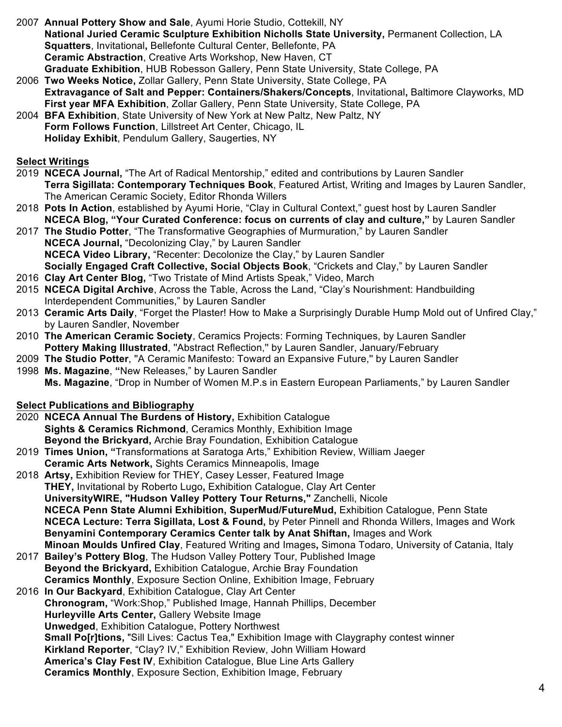2007 **Annual Pottery Show and Sale**, Ayumi Horie Studio, Cottekill, NY
**National Juried Ceramic Sculpture Exhibition Nicholls State University,** Permanent Collection, LA
**Squatters**, Invitational**,** Bellefonte Cultural Center, Bellefonte, PA
**Ceramic Abstraction**, Creative Arts Workshop, New Haven, CT
**Graduate Exhibition**, HUB Robesson Gallery, Penn State University, State College, PA

2006 **Two Weeks Notice,** Zollar Gallery, Penn State University, State College, PA
**Extravagance of Salt and Pepper: Containers/Shakers/Concepts**, Invitational**,** Baltimore Clayworks, MD
**First year MFA Exhibition**, Zollar Gallery, Penn State University, State College, PA

2004 **BFA Exhibition**, State University of New York at New Paltz, New Paltz, NY
**Form Follows Function**, Lillstreet Art Center, Chicago, IL
**Holiday Exhibit**, Pendulum Gallery, Saugerties, NY

**Select Writings**

2019 **NCECA Journal,** "The Art of Radical Mentorship," edited and contributions by Lauren Sandler
**Terra Sigillata: Contemporary Techniques Book**, Featured Artist, Writing and Images by Lauren Sandler, The American Ceramic Society, Editor Rhonda Willers

2018 **Pots In Action**, established by Ayumi Horie, "Clay in Cultural Context," guest host by Lauren Sandler
**NCECA Blog, "Your Curated Conference: focus on currents of clay and culture,"** by Lauren Sandler

2017 **The Studio Potter**, "The Transformative Geographies of Murmuration," by Lauren Sandler
**NCECA Journal,** "Decolonizing Clay," by Lauren Sandler
**NCECA Video Library,** "Recenter: Decolonize the Clay," by Lauren Sandler
**Socially Engaged Craft Collective, Social Objects Book**, "Crickets and Clay," by Lauren Sandler

2016 **Clay Art Center Blog,** "Two Tristate of Mind Artists Speak," Video, March

2015 **NCECA Digital Archive**, Across the Table, Across the Land, "Clay's Nourishment: Handbuilding Interdependent Communities," by Lauren Sandler

2013 **Ceramic Arts Daily**, "Forget the Plaster! How to Make a Surprisingly Durable Hump Mold out of Unfired Clay," by Lauren Sandler, November

2010 **The American Ceramic Society**, Ceramics Projects: Forming Techniques, by Lauren Sandler
**Pottery Making Illustrated**, "Abstract Reflection," by Lauren Sandler, January/February

2009 **The Studio Potter**, "A Ceramic Manifesto: Toward an Expansive Future," by Lauren Sandler

1998 **Ms. Magazine**, **"**New Releases," by Lauren Sandler
**Ms. Magazine**, "Drop in Number of Women M.P.s in Eastern European Parliaments," by Lauren Sandler

**Select Publications and Bibliography**

2020 **NCECA Annual The Burdens of History,** Exhibition Catalogue
**Sights & Ceramics Richmond**, Ceramics Monthly, Exhibition Image
**Beyond the Brickyard,** Archie Bray Foundation, Exhibition Catalogue

2019 **Times Union, "**Transformations at Saratoga Arts," Exhibition Review, William Jaeger
**Ceramic Arts Network,** Sights Ceramics Minneapolis, Image

2018 **Artsy,** Exhibition Review for THEY, Casey Lesser, Featured Image
**THEY,** Invitational by Roberto Lugo**,** Exhibition Catalogue, Clay Art Center
**UniversityWIRE, "Hudson Valley Pottery Tour Returns,"** Zanchelli, Nicole
**NCECA Penn State Alumni Exhibition, SuperMud/FutureMud,** Exhibition Catalogue, Penn State
**NCECA Lecture: Terra Sigillata, Lost & Found,** by Peter Pinnell and Rhonda Willers, Images and Work
**Benyamini Contemporary Ceramics Center talk by Anat Shiftan,** Images and Work
**Minoan Moulds Unfired Clay**, Featured Writing and Images**,** Simona Todaro, University of Catania, Italy

2017 **Bailey's Pottery Blog**, The Hudson Valley Pottery Tour, Published Image
**Beyond the Brickyard,** Exhibition Catalogue, Archie Bray Foundation
**Ceramics Monthly**, Exposure Section Online, Exhibition Image, February

2016 **In Our Backyard**, Exhibition Catalogue, Clay Art Center
**Chronogram,** "Work:Shop," Published Image, Hannah Phillips, December
**Hurleyville Arts Center,** Gallery Website Image
**Unwedged**, Exhibition Catalogue, Pottery Northwest
**Small Po[r]tions,** "Sill Lives: Cactus Tea," Exhibition Image with Claygraphy contest winner
**Kirkland Reporter**, "Clay? IV," Exhibition Review, John William Howard
**America's Clay Fest IV**, Exhibition Catalogue, Blue Line Arts Gallery
**Ceramics Monthly**, Exposure Section, Exhibition Image, February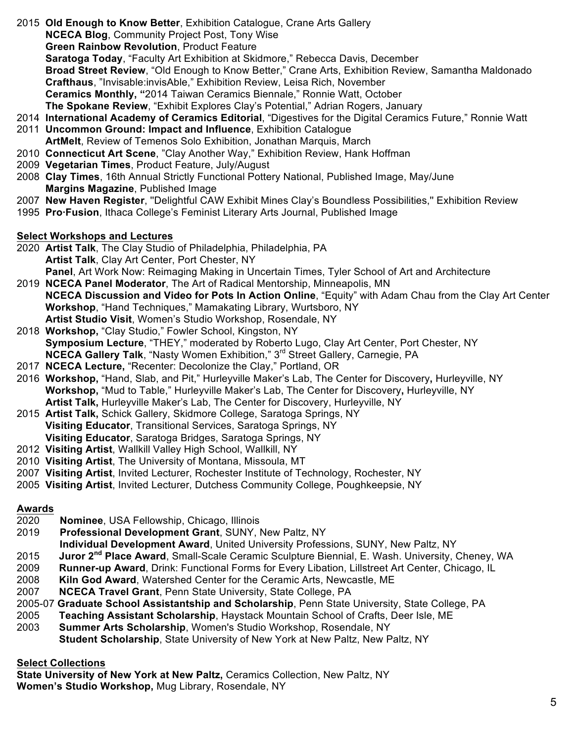2015 **Old Enough to Know Better**, Exhibition Catalogue, Crane Arts Gallery
**NCECA Blog**, Community Project Post, Tony Wise
**Green Rainbow Revolution**, Product Feature
**Saratoga Today**, "Faculty Art Exhibition at Skidmore," Rebecca Davis, December
**Broad Street Review**, "Old Enough to Know Better," Crane Arts, Exhibition Review, Samantha Maldonado
**Crafthaus**, "Invisable:invisAble," Exhibition Review, Leisa Rich, November
**Ceramics Monthly, "**2014 Taiwan Ceramics Biennale," Ronnie Watt, October
**The Spokane Review**, "Exhibit Explores Clay's Potential," Adrian Rogers, January
2014 **International Academy of Ceramics Editorial**, "Digestives for the Digital Ceramics Future," Ronnie Watt
2011 **Uncommon Ground: Impact and Influence**, Exhibition Catalogue
**ArtMelt**, Review of Temenos Solo Exhibition, Jonathan Marquis, March
2010 **Connecticut Art Scene**, "Clay Another Way," Exhibition Review, Hank Hoffman
2009 **Vegetarian Times**, Product Feature, July/August
2008 **Clay Times**, 16th Annual Strictly Functional Pottery National, Published Image, May/June
**Margins Magazine**, Published Image
2007 **New Haven Register**, "Delightful CAW Exhibit Mines Clay's Boundless Possibilities," Exhibition Review
1995 **Pro·Fusion**, Ithaca College's Feminist Literary Arts Journal, Published Image

## Select Workshops and Lectures

2020 **Artist Talk**, The Clay Studio of Philadelphia, Philadelphia, PA
**Artist Talk**, Clay Art Center, Port Chester, NY
**Panel**, Art Work Now: Reimaging Making in Uncertain Times, Tyler School of Art and Architecture
2019 **NCECA Panel Moderator**, The Art of Radical Mentorship, Minneapolis, MN
**NCECA Discussion and Video for Pots In Action Online**, "Equity" with Adam Chau from the Clay Art Center
**Workshop**, "Hand Techniques," Mamakating Library, Wurtsboro, NY
**Artist Studio Visit**, Women's Studio Workshop, Rosendale, NY
2018 **Workshop,** "Clay Studio," Fowler School, Kingston, NY
**Symposium Lecture**, "THEY," moderated by Roberto Lugo, Clay Art Center, Port Chester, NY
**NCECA Gallery Talk**, "Nasty Women Exhibition," 3rd Street Gallery, Carnegie, PA
2017 **NCECA Lecture,** "Recenter: Decolonize the Clay," Portland, OR
2016 **Workshop,** "Hand, Slab, and Pit," Hurleyville Maker's Lab, The Center for Discovery**,** Hurleyville, NY
**Workshop,** "Mud to Table," Hurleyville Maker's Lab, The Center for Discovery**,** Hurleyville, NY
**Artist Talk,** Hurleyville Maker's Lab, The Center for Discovery, Hurleyville, NY
2015 **Artist Talk,** Schick Gallery, Skidmore College, Saratoga Springs, NY
**Visiting Educator**, Transitional Services, Saratoga Springs, NY
**Visiting Educator**, Saratoga Bridges, Saratoga Springs, NY
2012 **Visiting Artist**, Wallkill Valley High School, Wallkill, NY
2010 **Visiting Artist**, The University of Montana, Missoula, MT
2007 **Visiting Artist**, Invited Lecturer, Rochester Institute of Technology, Rochester, NY
2005 **Visiting Artist**, Invited Lecturer, Dutchess Community College, Poughkeepsie, NY

## Awards

2020 **Nominee**, USA Fellowship, Chicago, Illinois
2019 **Professional Development Grant**, SUNY, New Paltz, NY
**Individual Development Award**, United University Professions, SUNY, New Paltz, NY
2015 **Juror 2nd Place Award**, Small-Scale Ceramic Sculpture Biennial, E. Wash. University, Cheney, WA
2009 **Runner-up Award**, Drink: Functional Forms for Every Libation, Lillstreet Art Center, Chicago, IL
2008 **Kiln God Award**, Watershed Center for the Ceramic Arts, Newcastle, ME
2007 **NCECA Travel Grant**, Penn State University, State College, PA
2005-07 **Graduate School Assistantship and Scholarship**, Penn State University, State College, PA
2005 **Teaching Assistant Scholarship**, Haystack Mountain School of Crafts, Deer Isle, ME
2003 **Summer Arts Scholarship**, Women's Studio Workshop, Rosendale, NY
**Student Scholarship**, State University of New York at New Paltz, New Paltz, NY

## Select Collections

**State University of New York at New Paltz,** Ceramics Collection, New Paltz, NY
**Women's Studio Workshop,** Mug Library, Rosendale, NY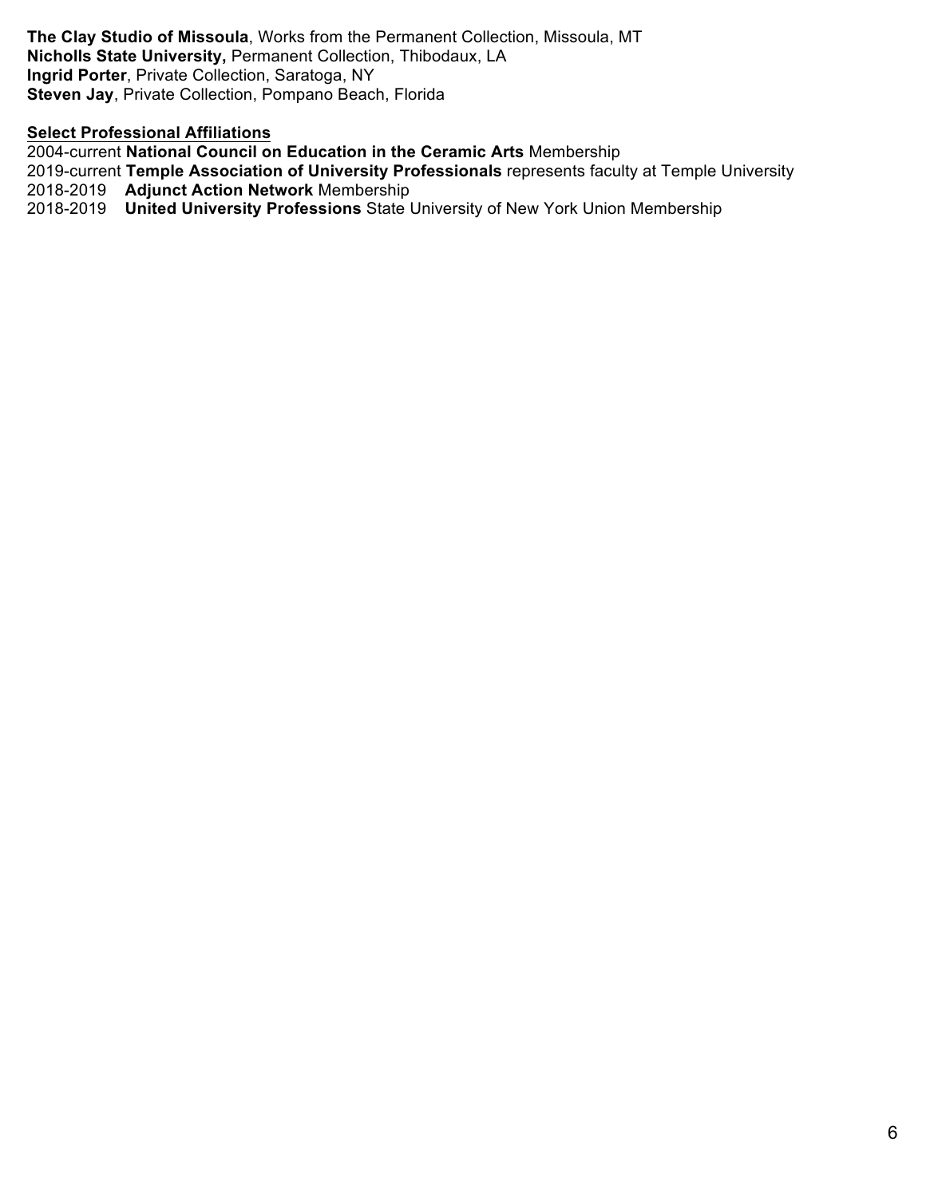**The Clay Studio of Missoula**, Works from the Permanent Collection, Missoula, MT
**Nicholls State University,** Permanent Collection, Thibodaux, LA
**Ingrid Porter**, Private Collection, Saratoga, NY
**Steven Jay**, Private Collection, Pompano Beach, Florida

**Select Professional Affiliations**

2004-current **National Council on Education in the Ceramic Arts** Membership
2019-current **Temple Association of University Professionals** represents faculty at Temple University
2018-2019 **Adjunct Action Network** Membership
2018-2019 **United University Professions** State University of New York Union Membership